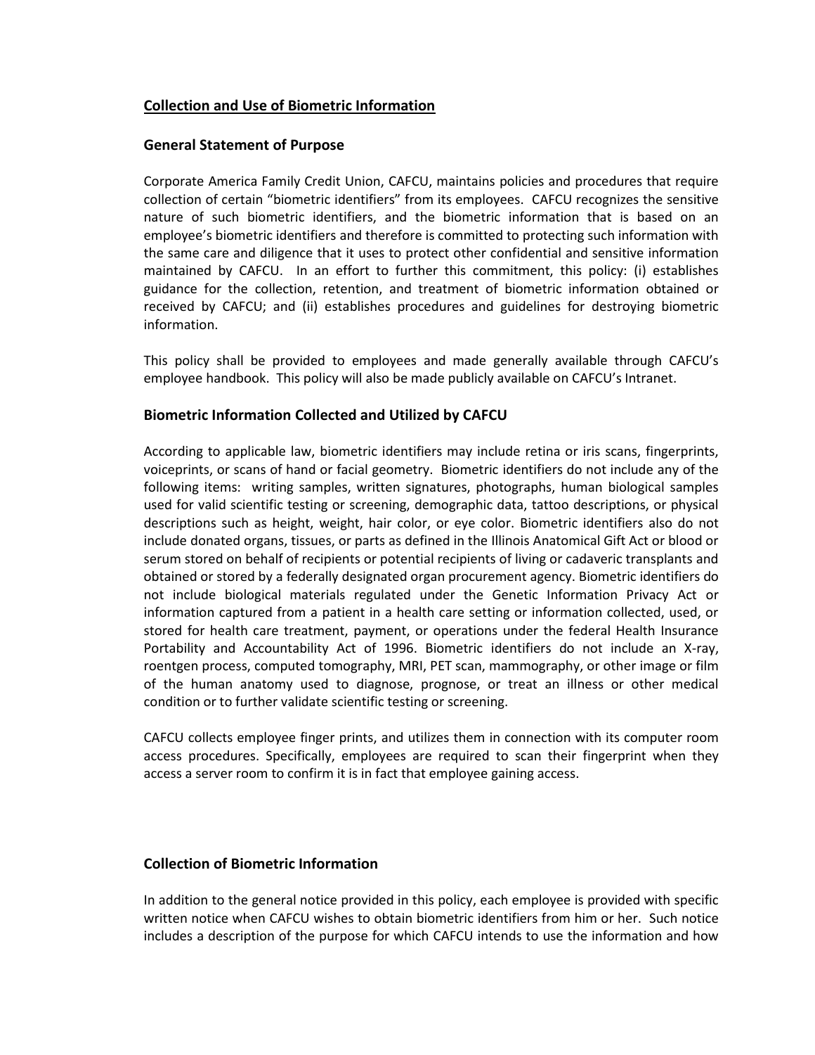## Collection and Use of Biometric Information

### General Statement of Purpose

Corporate America Family Credit Union, CAFCU, maintains policies and procedures that require collection of certain "biometric identifiers" from its employees. CAFCU recognizes the sensitive nature of such biometric identifiers, and the biometric information that is based on an employee's biometric identifiers and therefore is committed to protecting such information with the same care and diligence that it uses to protect other confidential and sensitive information maintained by CAFCU. In an effort to further this commitment, this policy: (i) establishes guidance for the collection, retention, and treatment of biometric information obtained or received by CAFCU; and (ii) establishes procedures and guidelines for destroying biometric information.

This policy shall be provided to employees and made generally available through CAFCU's employee handbook. This policy will also be made publicly available on CAFCU's Intranet.

### Biometric Information Collected and Utilized by CAFCU

According to applicable law, biometric identifiers may include retina or iris scans, fingerprints, voiceprints, or scans of hand or facial geometry. Biometric identifiers do not include any of the following items: writing samples, written signatures, photographs, human biological samples used for valid scientific testing or screening, demographic data, tattoo descriptions, or physical descriptions such as height, weight, hair color, or eye color. Biometric identifiers also do not include donated organs, tissues, or parts as defined in the Illinois Anatomical Gift Act or blood or serum stored on behalf of recipients or potential recipients of living or cadaveric transplants and obtained or stored by a federally designated organ procurement agency. Biometric identifiers do not include biological materials regulated under the Genetic Information Privacy Act or information captured from a patient in a health care setting or information collected, used, or stored for health care treatment, payment, or operations under the federal Health Insurance Portability and Accountability Act of 1996. Biometric identifiers do not include an X-ray, roentgen process, computed tomography, MRI, PET scan, mammography, or other image or film of the human anatomy used to diagnose, prognose, or treat an illness or other medical condition or to further validate scientific testing or screening.

CAFCU collects employee finger prints, and utilizes them in connection with its computer room access procedures. Specifically, employees are required to scan their fingerprint when they access a server room to confirm it is in fact that employee gaining access.

### Collection of Biometric Information

In addition to the general notice provided in this policy, each employee is provided with specific written notice when CAFCU wishes to obtain biometric identifiers from him or her. Such notice includes a description of the purpose for which CAFCU intends to use the information and how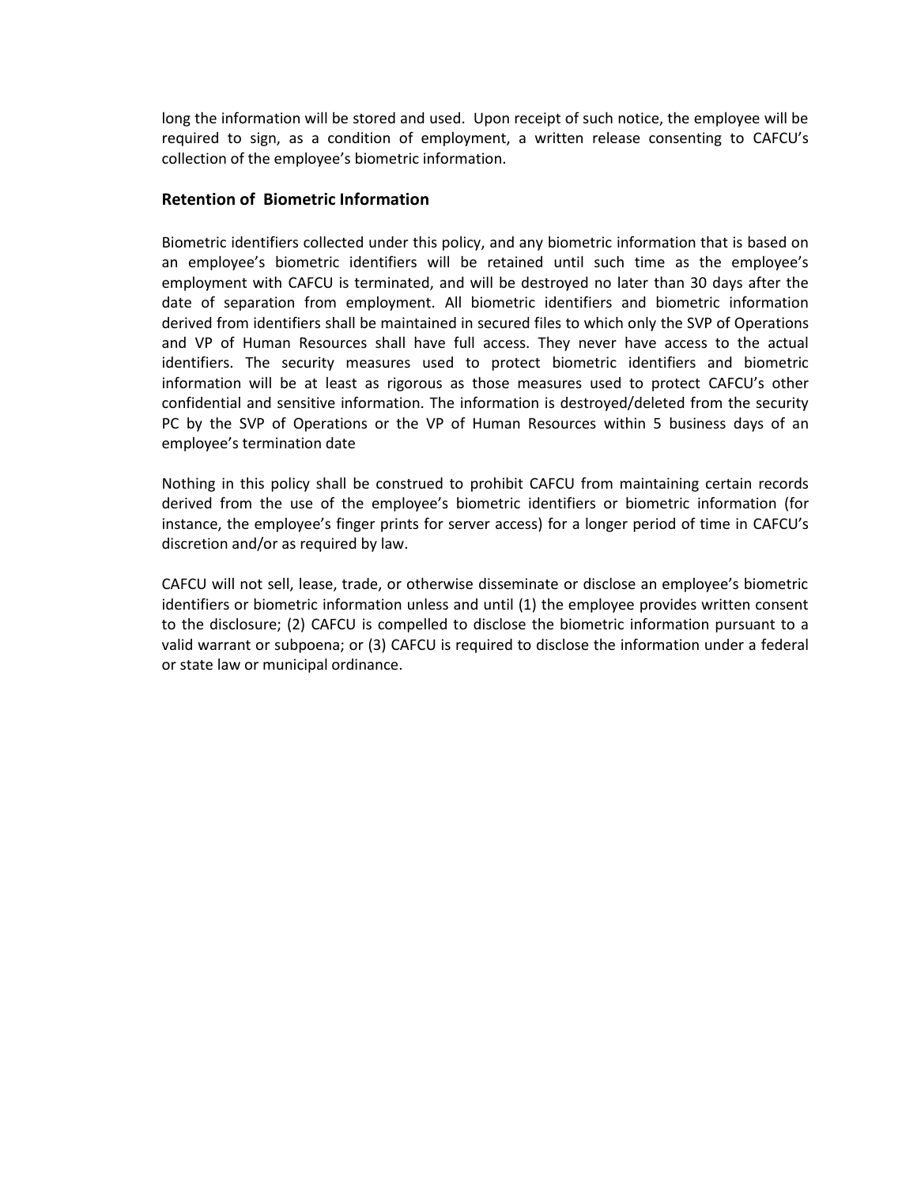long the information will be stored and used. Upon receipt of such notice, the employee will be required to sign, as a condition of employment, a written release consenting to CAFCU's collection of the employee's biometric information.

### Retention of Biometric Information

Biometric identifiers collected under this policy, and any biometric information that is based on an employee's biometric identifiers will be retained until such time as the employee's employment with CAFCU is terminated, and will be destroyed no later than 30 days after the date of separation from employment. All biometric identifiers and biometric information derived from identifiers shall be maintained in secured files to which only the SVP of Operations and VP of Human Resources shall have full access. They never have access to the actual identifiers. The security measures used to protect biometric identifiers and biometric information will be at least as rigorous as those measures used to protect CAFCU's other confidential and sensitive information. The information is destroyed/deleted from the security PC by the SVP of Operations or the VP of Human Resources within 5 business days of an employee's termination date

Nothing in this policy shall be construed to prohibit CAFCU from maintaining certain records derived from the use of the employee's biometric identifiers or biometric information (for instance, the employee's finger prints for server access) for a longer period of time in CAFCU's discretion and/or as required by law.

CAFCU will not sell, lease, trade, or otherwise disseminate or disclose an employee's biometric identifiers or biometric information unless and until (1) the employee provides written consent to the disclosure; (2) CAFCU is compelled to disclose the biometric information pursuant to a valid warrant or subpoena; or (3) CAFCU is required to disclose the information under a federal or state law or municipal ordinance.